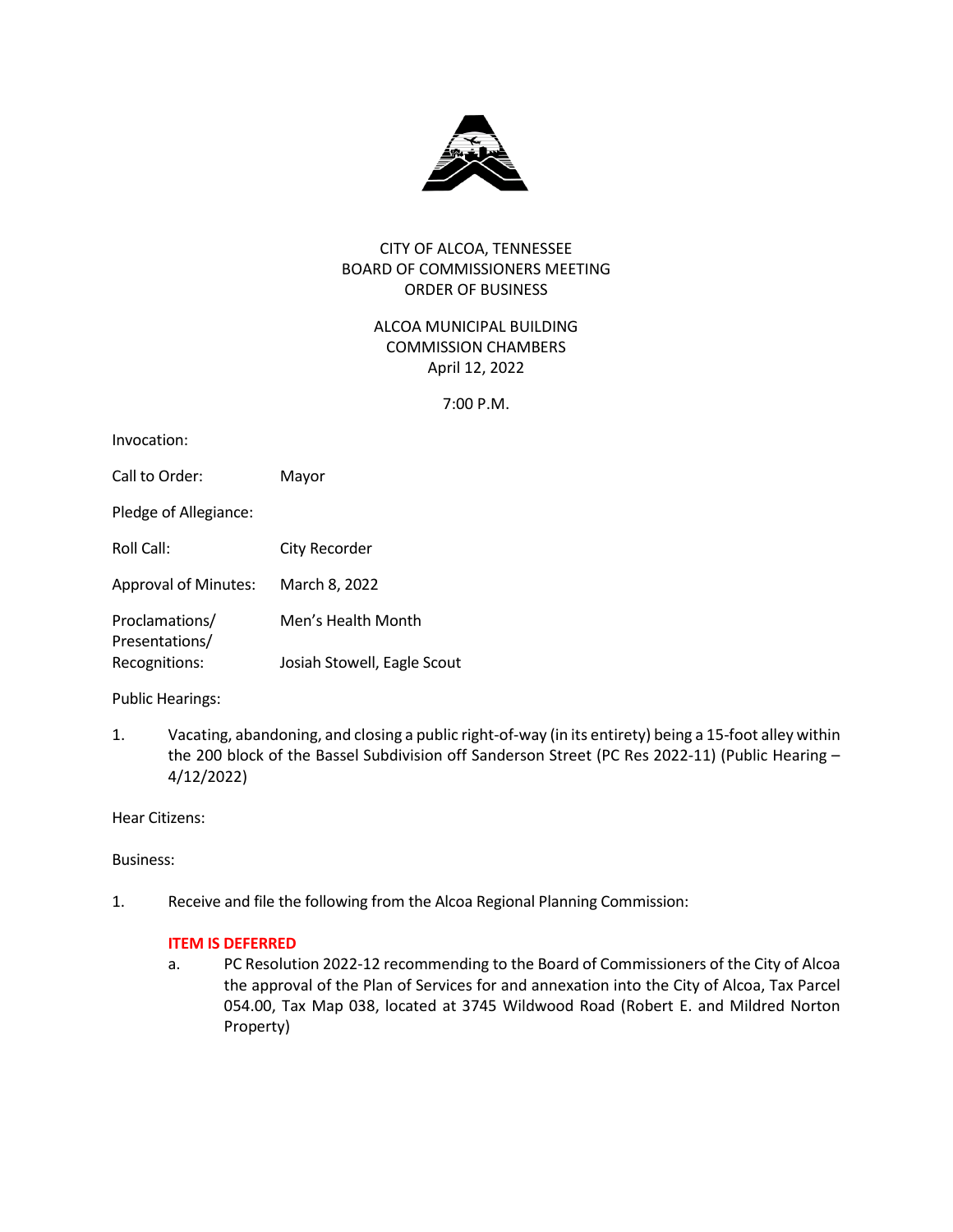CITY OF ALCOA, TENNESSEE
BOARD OF COMMISSIONERS MEETING
ORDER OF BUSINESS

ALCOA MUNICIPAL BUILDING
COMMISSION CHAMBERS
April 12, 2022

7:00 P.M.

Invocation:

Call to Order: Mayor

Pledge of Allegiance:

Roll Call: City Recorder

Approval of Minutes: March 8, 2022

Proclamations/ Presentations/ Recognitions: Men's Health Month

Josiah Stowell, Eagle Scout

Public Hearings:

1. Vacating, abandoning, and closing a public right-of-way (in its entirety) being a 15-foot alley within the 200 block of the Bassel Subdivision off Sanderson Street (PC Res 2022-11) (Public Hearing – 4/12/2022)

Hear Citizens:

Business:

1. Receive and file the following from the Alcoa Regional Planning Commission:

**ITEM IS DEFERRED**

a. PC Resolution 2022-12 recommending to the Board of Commissioners of the City of Alcoa the approval of the Plan of Services for and annexation into the City of Alcoa, Tax Parcel 054.00, Tax Map 038, located at 3745 Wildwood Road (Robert E. and Mildred Norton Property)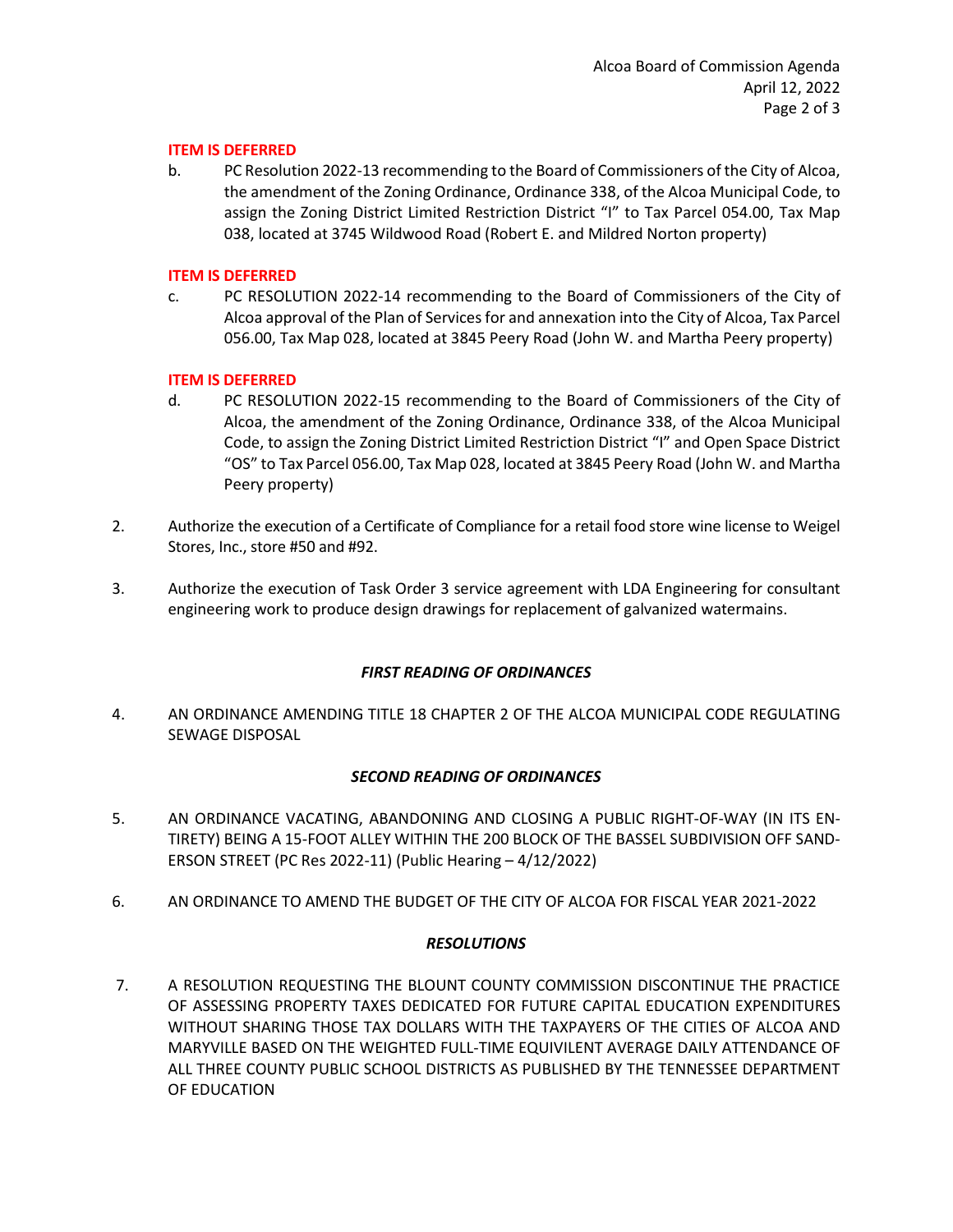**ITEM IS DEFERRED**

b. PC Resolution 2022-13 recommending to the Board of Commissioners of the City of Alcoa, the amendment of the Zoning Ordinance, Ordinance 338, of the Alcoa Municipal Code, to assign the Zoning District Limited Restriction District "I" to Tax Parcel 054.00, Tax Map 038, located at 3745 Wildwood Road (Robert E. and Mildred Norton property)

**ITEM IS DEFERRED**

c. PC RESOLUTION 2022-14 recommending to the Board of Commissioners of the City of Alcoa approval of the Plan of Services for and annexation into the City of Alcoa, Tax Parcel 056.00, Tax Map 028, located at 3845 Peery Road (John W. and Martha Peery property)

**ITEM IS DEFERRED**

d. PC RESOLUTION 2022-15 recommending to the Board of Commissioners of the City of Alcoa, the amendment of the Zoning Ordinance, Ordinance 338, of the Alcoa Municipal Code, to assign the Zoning District Limited Restriction District "I" and Open Space District "OS" to Tax Parcel 056.00, Tax Map 028, located at 3845 Peery Road (John W. and Martha Peery property)

2. Authorize the execution of a Certificate of Compliance for a retail food store wine license to Weigel Stores, Inc., store #50 and #92.

3. Authorize the execution of Task Order 3 service agreement with LDA Engineering for consultant engineering work to produce design drawings for replacement of galvanized watermains.

***FIRST READING OF ORDINANCES***

4. AN ORDINANCE AMENDING TITLE 18 CHAPTER 2 OF THE ALCOA MUNICIPAL CODE REGULATING SEWAGE DISPOSAL

***SECOND READING OF ORDINANCES***

5. AN ORDINANCE VACATING, ABANDONING AND CLOSING A PUBLIC RIGHT-OF-WAY (IN ITS ENTIRETY) BEING A 15-FOOT ALLEY WITHIN THE 200 BLOCK OF THE BASSEL SUBDIVISION OFF SANDERSON STREET (PC Res 2022-11) (Public Hearing – 4/12/2022)

6. AN ORDINANCE TO AMEND THE BUDGET OF THE CITY OF ALCOA FOR FISCAL YEAR 2021-2022

***RESOLUTIONS***

7. A RESOLUTION REQUESTING THE BLOUNT COUNTY COMMISSION DISCONTINUE THE PRACTICE OF ASSESSING PROPERTY TAXES DEDICATED FOR FUTURE CAPITAL EDUCATION EXPENDITURES WITHOUT SHARING THOSE TAX DOLLARS WITH THE TAXPAYERS OF THE CITIES OF ALCOA AND MARYVILLE BASED ON THE WEIGHTED FULL-TIME EQUIVILENT AVERAGE DAILY ATTENDANCE OF ALL THREE COUNTY PUBLIC SCHOOL DISTRICTS AS PUBLISHED BY THE TENNESSEE DEPARTMENT OF EDUCATION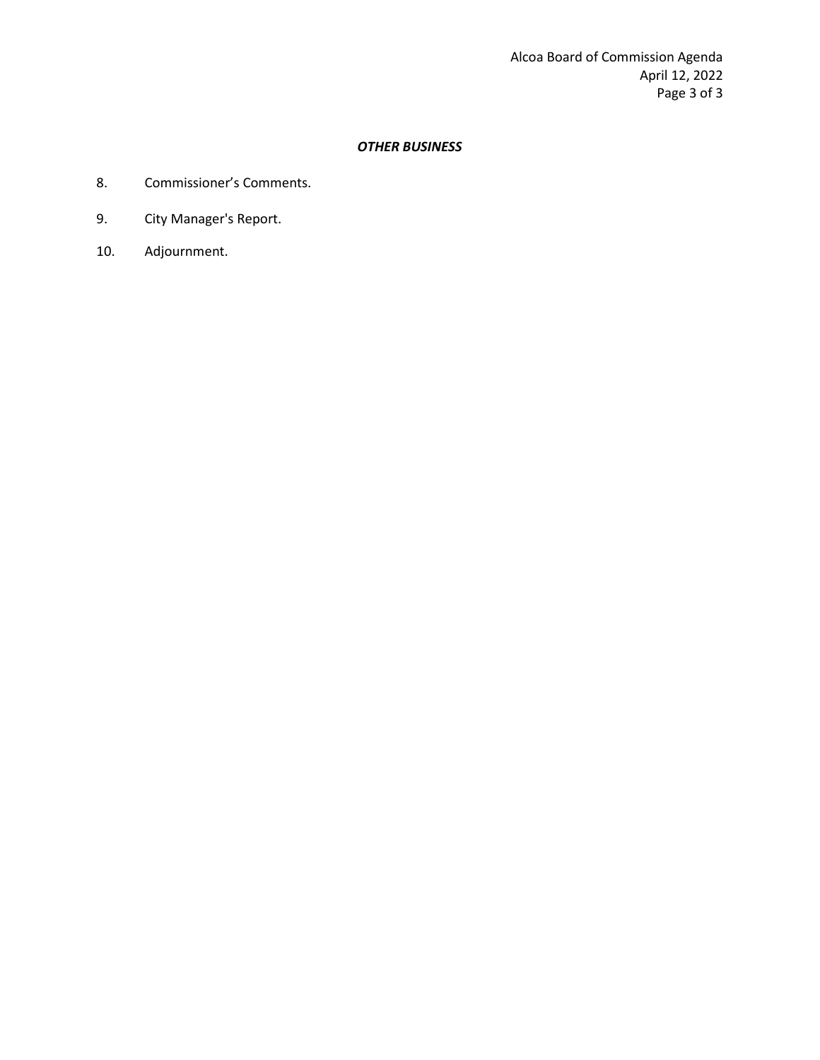***OTHER BUSINESS***

8. Commissioner's Comments.

9. City Manager's Report.

10. Adjournment.